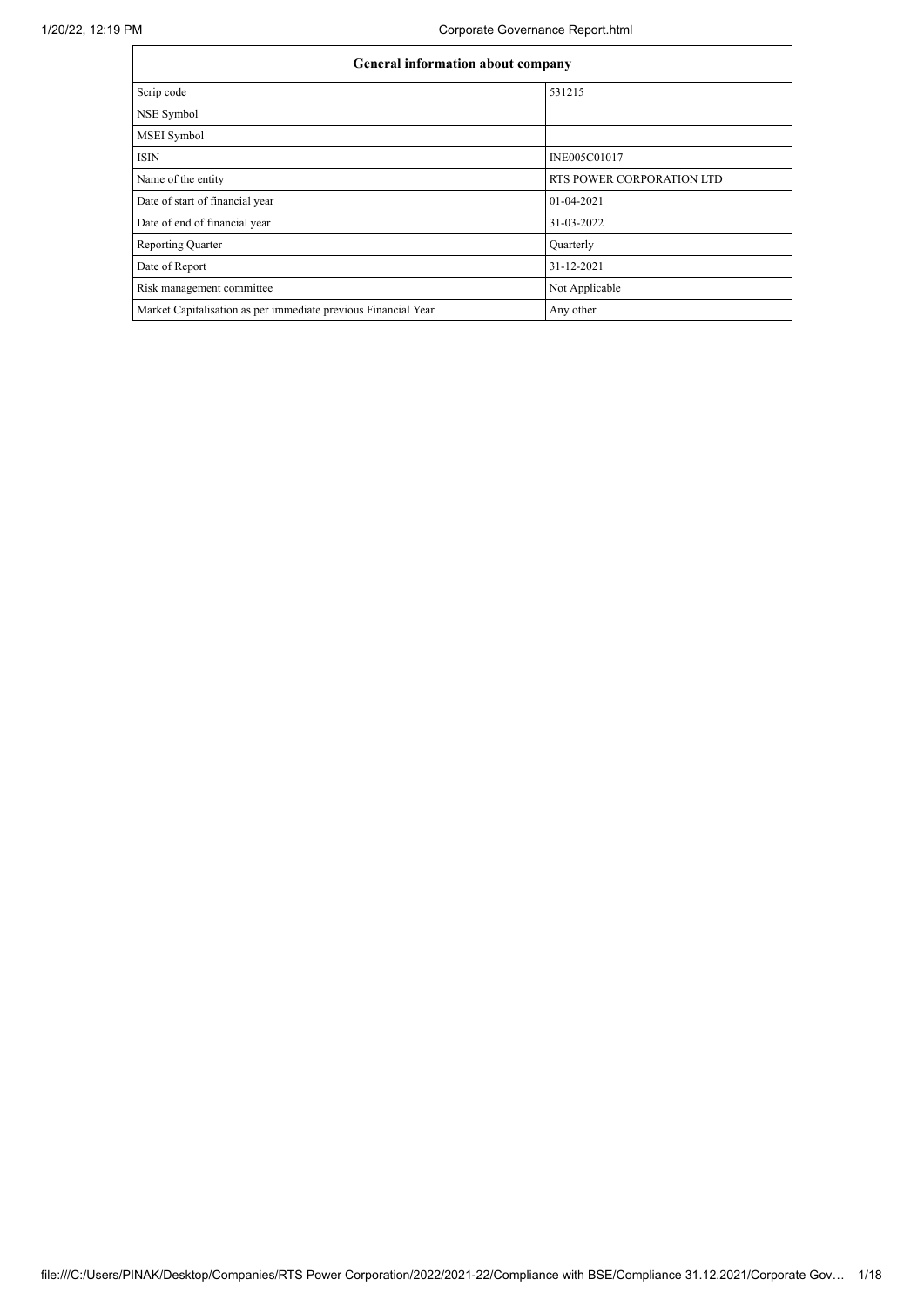| General information about company | |
|---|---|
| Scrip code | 531215 |
| NSE Symbol | |
| MSEI Symbol | |
| ISIN | INE005C01017 |
| Name of the entity | RTS POWER CORPORATION LTD |
| Date of start of financial year | 01-04-2021 |
| Date of end of financial year | 31-03-2022 |
| Reporting Quarter | Quarterly |
| Date of Report | 31-12-2021 |
| Risk management committee | Not Applicable |
| Market Capitalisation as per immediate previous Financial Year | Any other |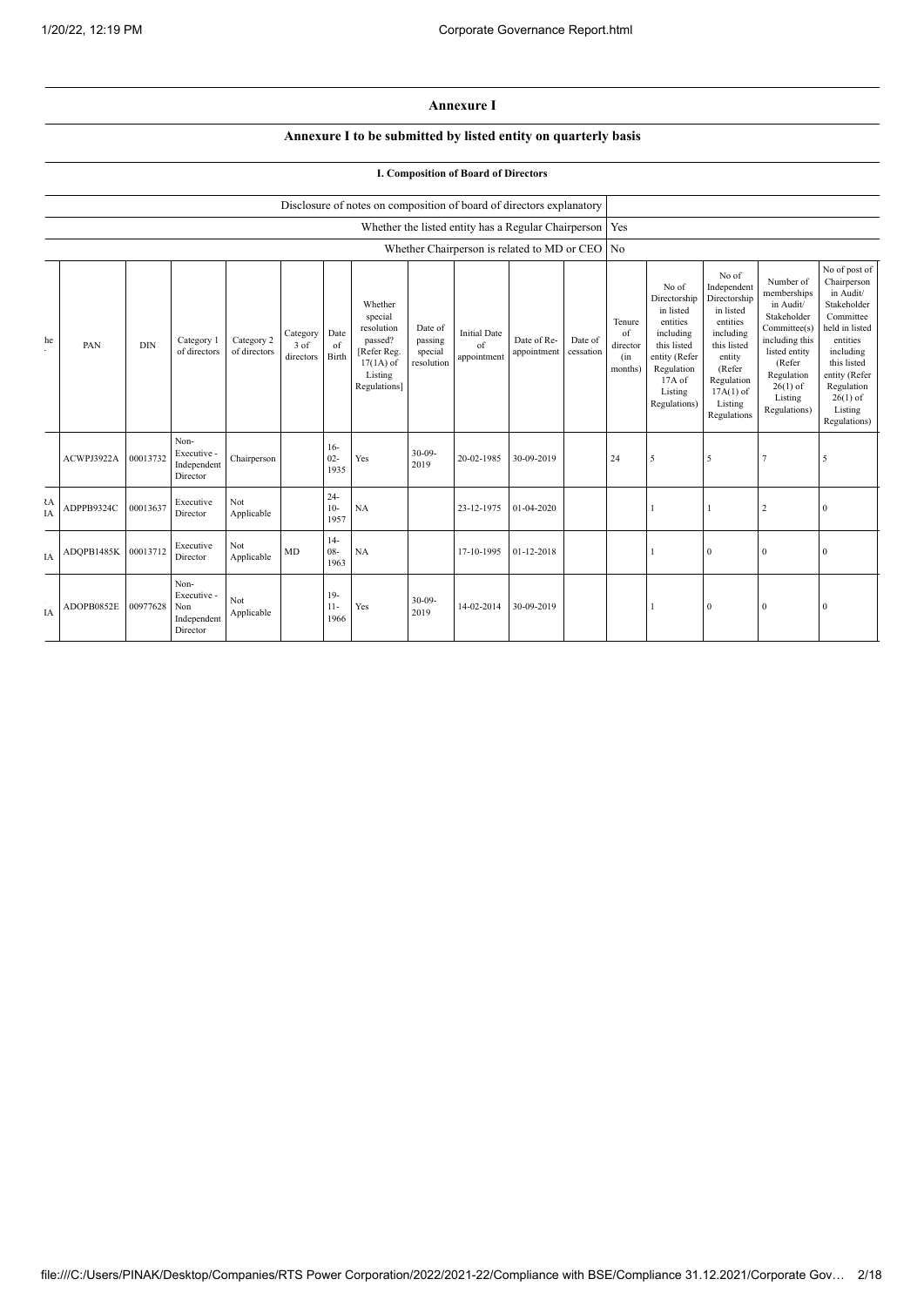# Annexure I

## Annexure I to be submitted by listed entity on quarterly basis

### I. Composition of Board of Directors

| Disclosure of notes on composition of board of directors explanatory | |
|---|---|
| Whether the listed entity has a Regular Chairperson | Yes |
| Whether Chairperson is related to MD or CEO | No |

| he . | PAN | DIN | Category 1 of directors | Category 2 of directors | Category 3 of directors | Date of Birth | Whether special resolution passed? [Refer Reg. 17(1A) of Listing Regulations] | Date of passing special resolution | Initial Date of appointment | Date of Re-appointment | Date of cessation | Tenure of director (in months) | No of Directorship in listed entities including this listed entity (Refer Regulation 17A of Listing Regulations) | No of Independent Directorship in listed entities including this listed entity (Refer Regulation 17A(1) of Listing Regulations | Number of memberships in Audit/ Stakeholder Committee(s) including this listed entity (Refer Regulation 26(1) of Listing Regulations) | No of post of Chairperson in Audit/ Stakeholder Committee held in listed entities including this listed entity (Refer Regulation 26(1) of Listing Regulations) |
|---|---|---|---|---|---|---|---|---|---|---|---|---|---|---|---|---|
| | ACWPJ3922A | 00013732 | Non-Executive - Independent Director | Chairperson | | 16-02-1935 | Yes | 30-09-2019 | 20-02-1985 | 30-09-2019 | | 24 | 5 | 5 | 7 | 5 |
| RA IA | ADPPB9324C | 00013637 | Executive Director | Not Applicable | | 24-10-1957 | NA | | 23-12-1975 | 01-04-2020 | | | 1 | 1 | 2 | 0 |
| IA | ADQPB1485K | 00013712 | Executive Director | Not Applicable | MD | 14-08-1963 | NA | | 17-10-1995 | 01-12-2018 | | | 1 | 0 | 0 | 0 |
| IA | ADOPB0852E | 00977628 | Non-Executive - Non Independent Director | Not Applicable | | 19-11-1966 | Yes | 30-09-2019 | 14-02-2014 | 30-09-2019 | | | 1 | 0 | 0 | 0 |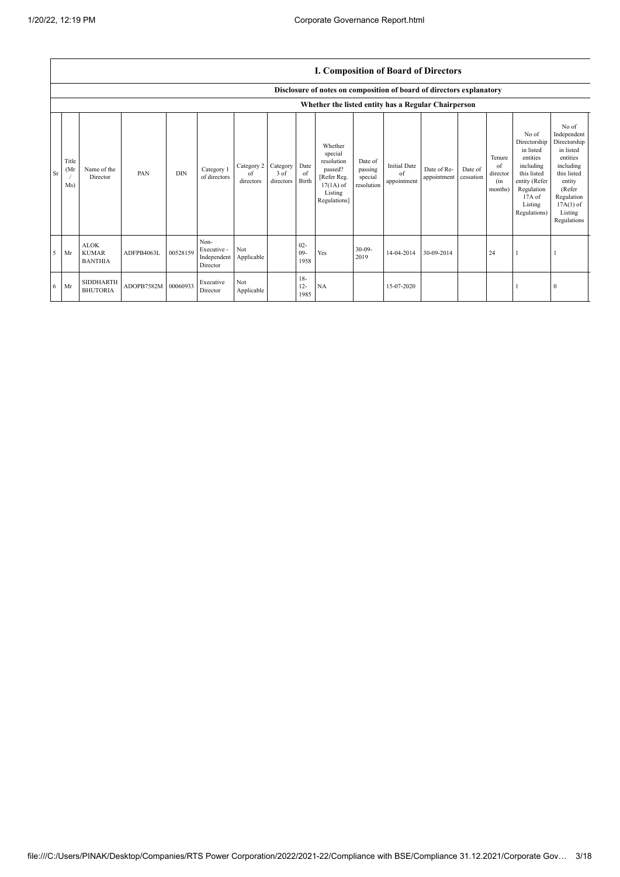## I. Composition of Board of Directors

Disclosure of notes on composition of board of directors explanatory

Whether the listed entity has a Regular Chairperson

| Sr | Title (Mr / Ms) | Name of the Director | PAN | DIN | Category 1 of directors | Category 2 of directors | Category 3 of directors | Date of Birth | Whether special resolution passed? [Refer Reg. 17(1A) of Listing Regulations] | Date of passing special resolution | Initial Date of appointment | Date of Re-appointment | Date of cessation | Tenure of director (in months) | No of Directorship in listed entities including this listed entity (Refer Regulation 17A of Listing Regulations) | No of Independent Directorship in listed entities including this listed entity (Refer Regulation 17A(1) of Listing Regulations |
|---|---|---|---|---|---|---|---|---|---|---|---|---|---|---|---|---|
| 5 | Mr | ALOK KUMAR BANTHIA | ADFPB4063L | 00528159 | Non-Executive - Independent Director | Not Applicable | | 02-09-1958 | Yes | 30-09-2019 | 14-04-2014 | 30-09-2014 | | 24 | 1 | 1 |
| 6 | Mr | SIDDHARTH BHUTORIA | ADOPB7582M | 00060933 | Executive Director | Not Applicable | | 18-12-1985 | NA | | 15-07-2020 | | | | 1 | 0 |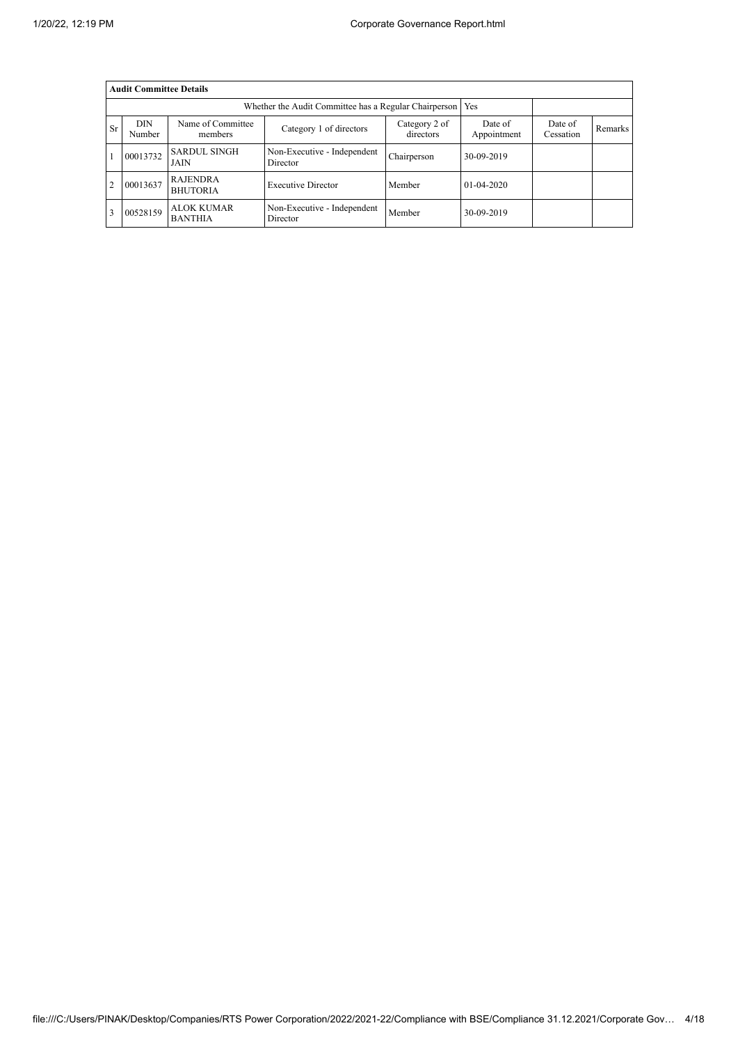| Audit Committee Details | | | | | | | |
|---|---|---|---|---|---|---|---|
| Whether the Audit Committee has a Regular Chairperson | | | | | Yes | | |
| Sr | DIN Number | Name of Committee members | Category 1 of directors | Category 2 of directors | Date of Appointment | Date of Cessation | Remarks |
| 1 | 00013732 | SARDUL SINGH JAIN | Non-Executive - Independent Director | Chairperson | 30-09-2019 | | |
| 2 | 00013637 | RAJENDRA BHUTORIA | Executive Director | Member | 01-04-2020 | | |
| 3 | 00528159 | ALOK KUMAR BANTHIA | Non-Executive - Independent Director | Member | 30-09-2019 | | |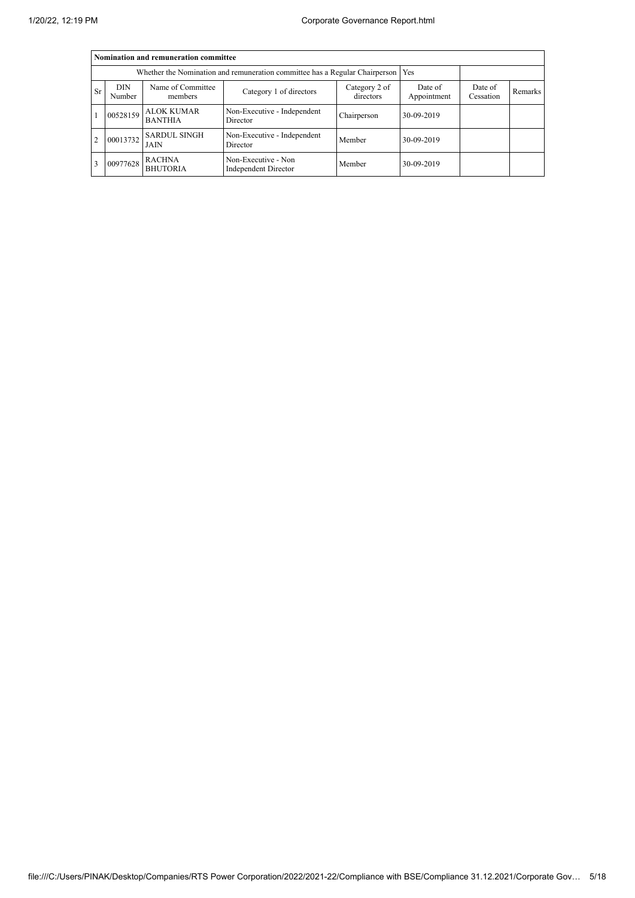| Nomination and remuneration committee | | | | | | | |
|---|---|---|---|---|---|---|---|
| Whether the Nomination and remuneration committee has a Regular Chairperson | | | | | Yes | | |
| Sr | DIN Number | Name of Committee members | Category 1 of directors | Category 2 of directors | Date of Appointment | Date of Cessation | Remarks |
| 1 | 00528159 | ALOK KUMAR BANTHIA | Non-Executive - Independent Director | Chairperson | 30-09-2019 | | |
| 2 | 00013732 | SARDUL SINGH JAIN | Non-Executive - Independent Director | Member | 30-09-2019 | | |
| 3 | 00977628 | RACHNA BHUTORIA | Non-Executive - Non Independent Director | Member | 30-09-2019 | | |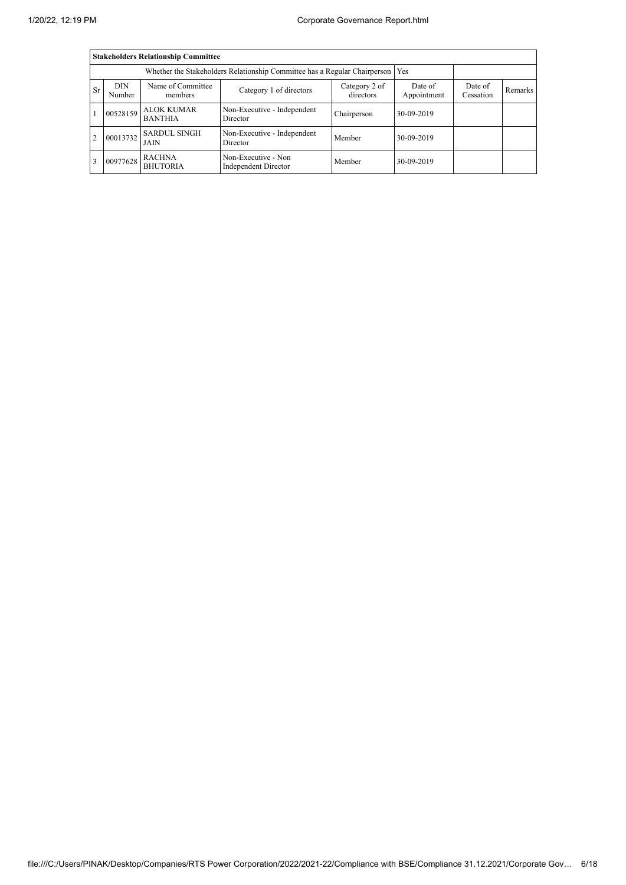| Stakeholders Relationship Committee | | | | | | | |
|---|---|---|---|---|---|---|---|
| Whether the Stakeholders Relationship Committee has a Regular Chairperson | | | | | Yes | | |
| Sr | DIN Number | Name of Committee members | Category 1 of directors | Category 2 of directors | Date of Appointment | Date of Cessation | Remarks |
| 1 | 00528159 | ALOK KUMAR BANTHIA | Non-Executive - Independent Director | Chairperson | 30-09-2019 | | |
| 2 | 00013732 | SARDUL SINGH JAIN | Non-Executive - Independent Director | Member | 30-09-2019 | | |
| 3 | 00977628 | RACHNA BHUTORIA | Non-Executive - Non Independent Director | Member | 30-09-2019 | | |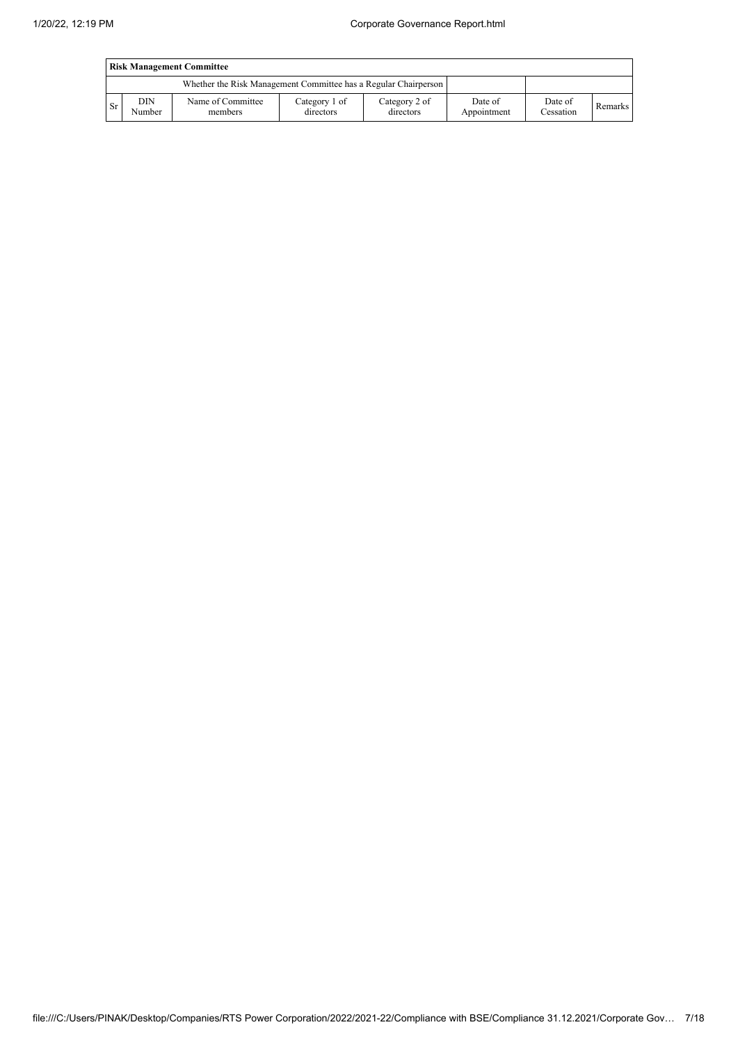| Risk Management Committee | | | | | | | |
|---|---|---|---|---|---|---|---|
| Whether the Risk Management Committee has a Regular Chairperson | | | | | | | |
| Sr | DIN Number | Name of Committee members | Category 1 of directors | Category 2 of directors | Date of Appointment | Date of Cessation | Remarks |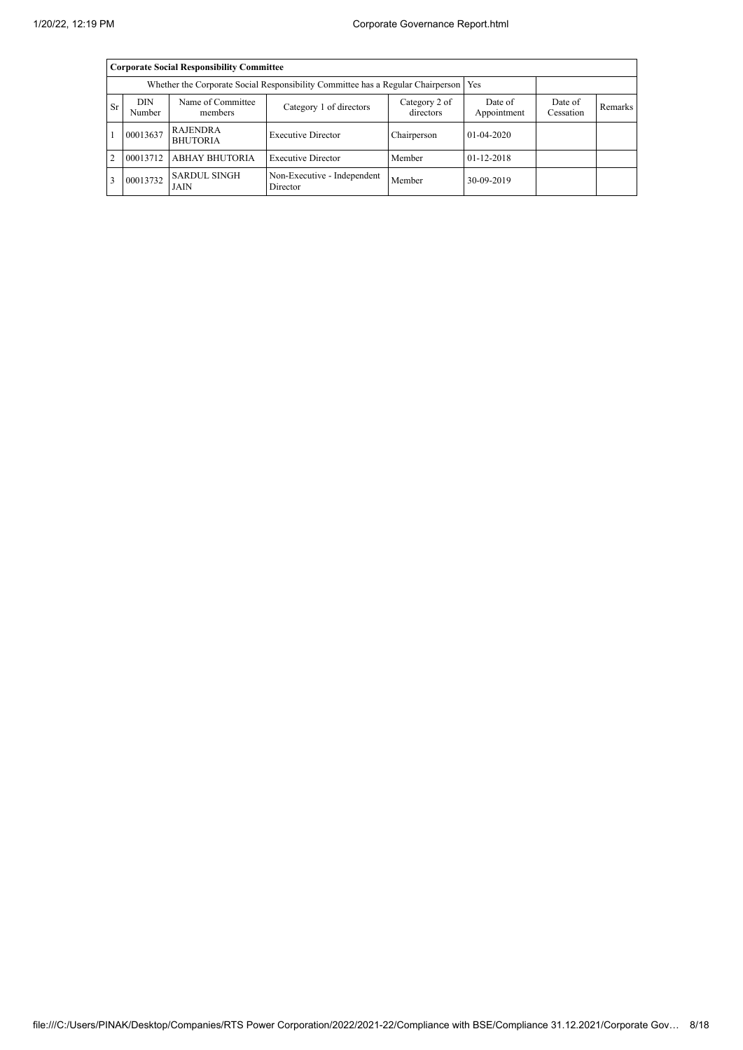**Corporate Social Responsibility Committee**

| Whether the Corporate Social Responsibility Committee has a Regular Chairperson | | | | | Yes | | |
|---|---|---|---|---|---|---|---|
| Sr | DIN Number | Name of Committee members | Category 1 of directors | Category 2 of directors | Date of Appointment | Date of Cessation | Remarks |
| 1 | 00013637 | RAJENDRA BHUTORIA | Executive Director | Chairperson | 01-04-2020 | | |
| 2 | 00013712 | ABHAY BHUTORIA | Executive Director | Member | 01-12-2018 | | |
| 3 | 00013732 | SARDUL SINGH JAIN | Non-Executive - Independent Director | Member | 30-09-2019 | | |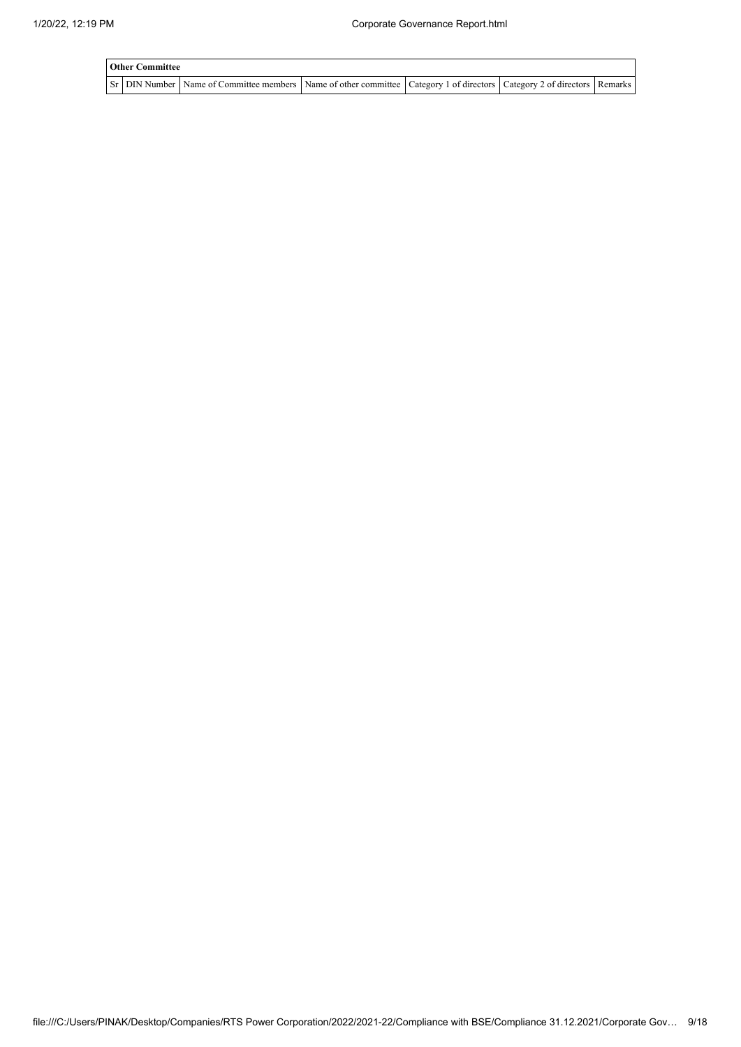| Other Committee | | | | | | |
|---|---|---|---|---|---|---|
| Sr | DIN Number | Name of Committee members | Name of other committee | Category 1 of directors | Category 2 of directors | Remarks |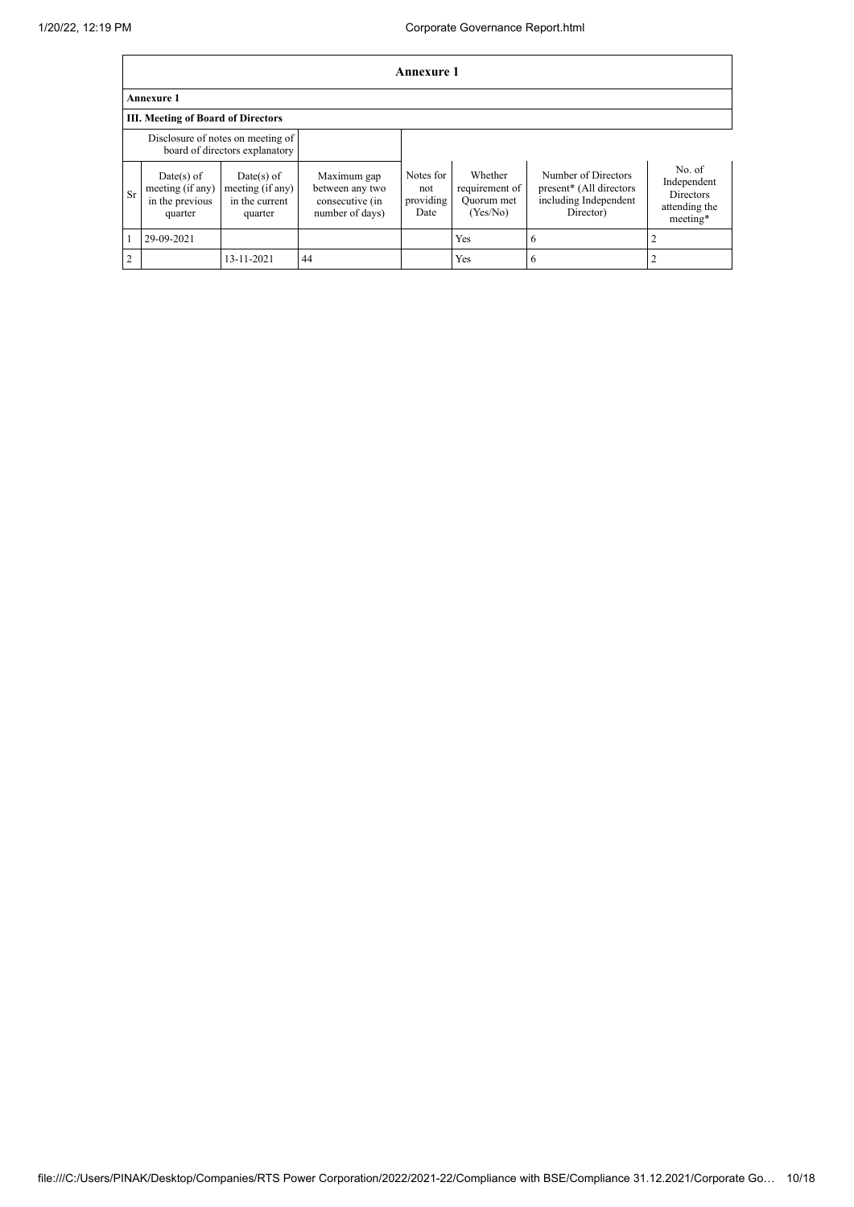## Annexure 1

### Annexure 1

### III. Meeting of Board of Directors

| | Disclosure of notes on meeting of board of directors explanatory | | | | | | |
|---|---|---|---|---|---|---|---|
| Sr | Date(s) of meeting (if any) in the previous quarter | Date(s) of meeting (if any) in the current quarter | Maximum gap between any two consecutive (in number of days) | Notes for not providing Date | Whether requirement of Quorum met (Yes/No) | Number of Directors present* (All directors including Independent Director) | No. of Independent Directors attending the meeting* |
| 1 | 29-09-2021 | | | | Yes | 6 | 2 |
| 2 | | 13-11-2021 | 44 | | Yes | 6 | 2 |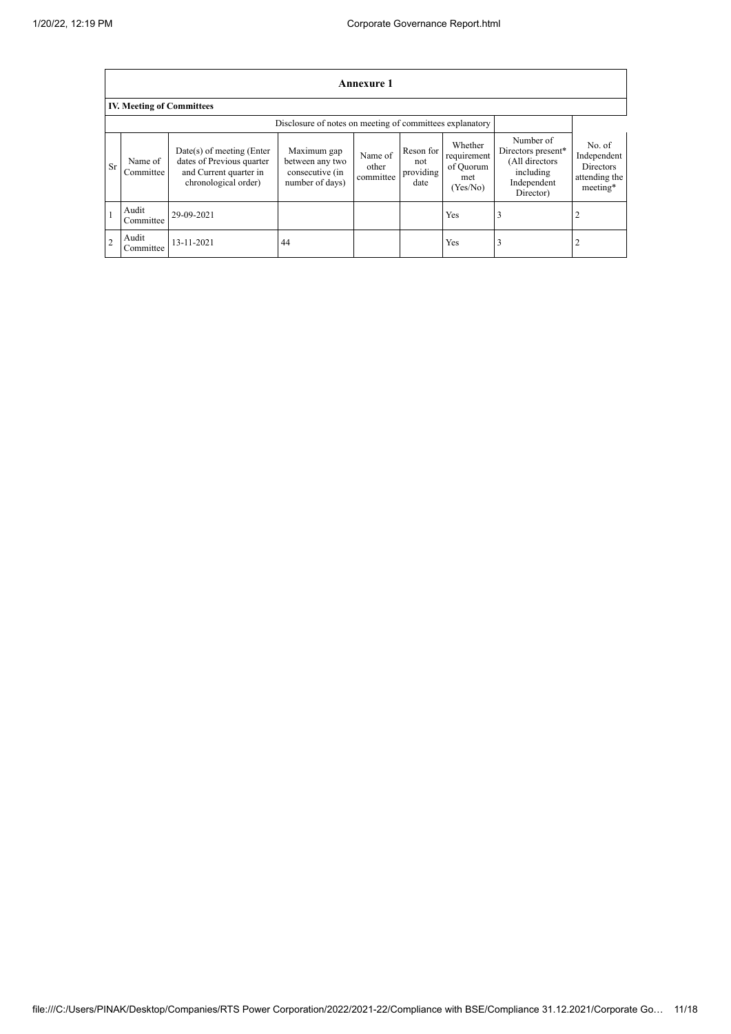## Annexure 1

### IV. Meeting of Committees

| | | Disclosure of notes on meeting of committees explanatory | | | | | | |
|---|---|---|---|---|---|---|---|---|
| Sr | Name of Committee | Date(s) of meeting (Enter dates of Previous quarter and Current quarter in chronological order) | Maximum gap between any two consecutive (in number of days) | Name of other committee | Reson for not providing date | Whether requirement of Quorum met (Yes/No) | Number of Directors present* (All directors including Independent Director) | No. of Independent Directors attending the meeting* |
| 1 | Audit Committee | 29-09-2021 | | | | Yes | 3 | 2 |
| 2 | Audit Committee | 13-11-2021 | 44 | | | Yes | 3 | 2 |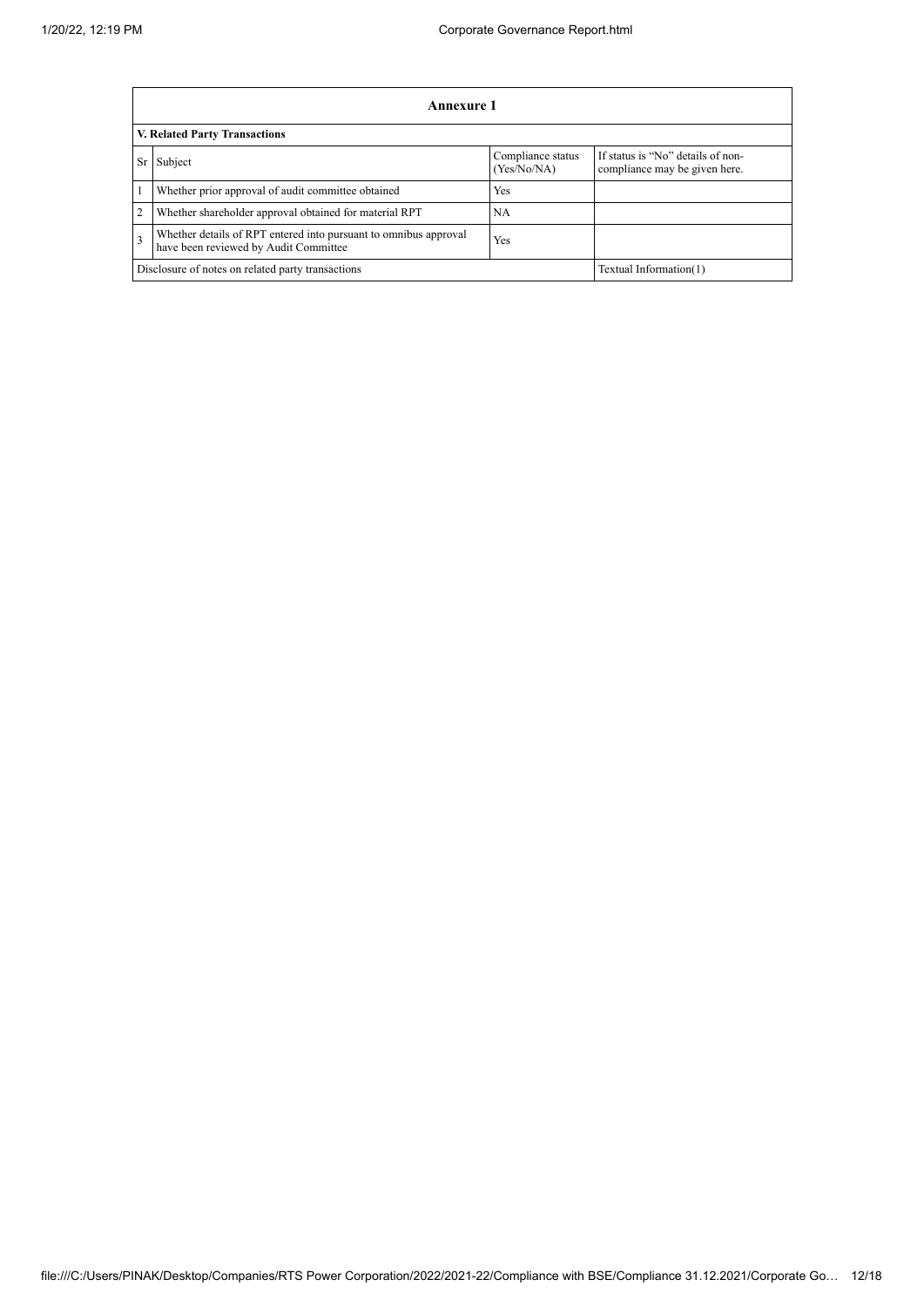## Annexure 1

### V. Related Party Transactions

| Sr | Subject | Compliance status (Yes/No/NA) | If status is "No" details of non-compliance may be given here. |
|---|---|---|---|
| 1 | Whether prior approval of audit committee obtained | Yes | |
| 2 | Whether shareholder approval obtained for material RPT | NA | |
| 3 | Whether details of RPT entered into pursuant to omnibus approval have been reviewed by Audit Committee | Yes | |
| Disclosure of notes on related party transactions | | | Textual Information(1) |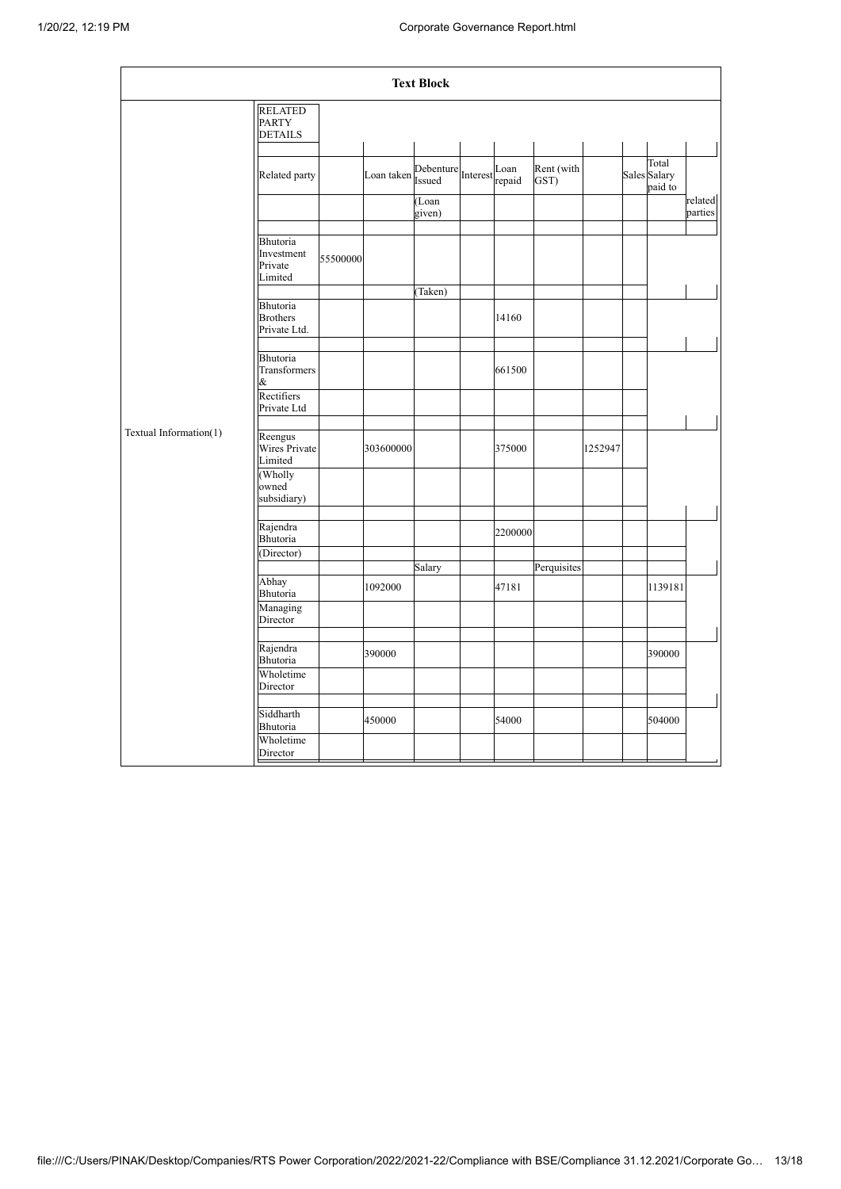**Text Block**

| | |
|---|---|
| Textual Information(1) | RELATED PARTY DETAILS |

| Related party | | Loan taken | Debenture Issued | Interest | Loan repaid | Rent (with GST) | | Sales | Total Salary paid to | |
|---|---|---|---|---|---|---|---|---|---|---|
| | | | (Loan given) | | | | | | | related parties |
| Bhutoria Investment Private Limited | 55500000 | | | | | | | | | |
| | | | (Taken) | | | | | | | |
| Bhutoria Brothers Private Ltd. | | | | | 14160 | | | | | |
| Bhutoria Transformers & Rectifiers Private Ltd | | | | | 661500 | | | | | |
| Reengus Wires Private Limited (Wholly owned subsidiary) | | 303600000 | | | 375000 | | 1252947 | | | |
| Rajendra Bhutoria (Director) | | | | | 2200000 | | | | | |
| | | | Salary | | | Perquisites | | | | |
| Abhay Bhutoria Managing Director | | 1092000 | | | 47181 | | | | 1139181 | |
| Rajendra Bhutoria Wholetime Director | | 390000 | | | | | | | 390000 | |
| Siddharth Bhutoria Wholetime Director | | 450000 | | | 54000 | | | | 504000 | |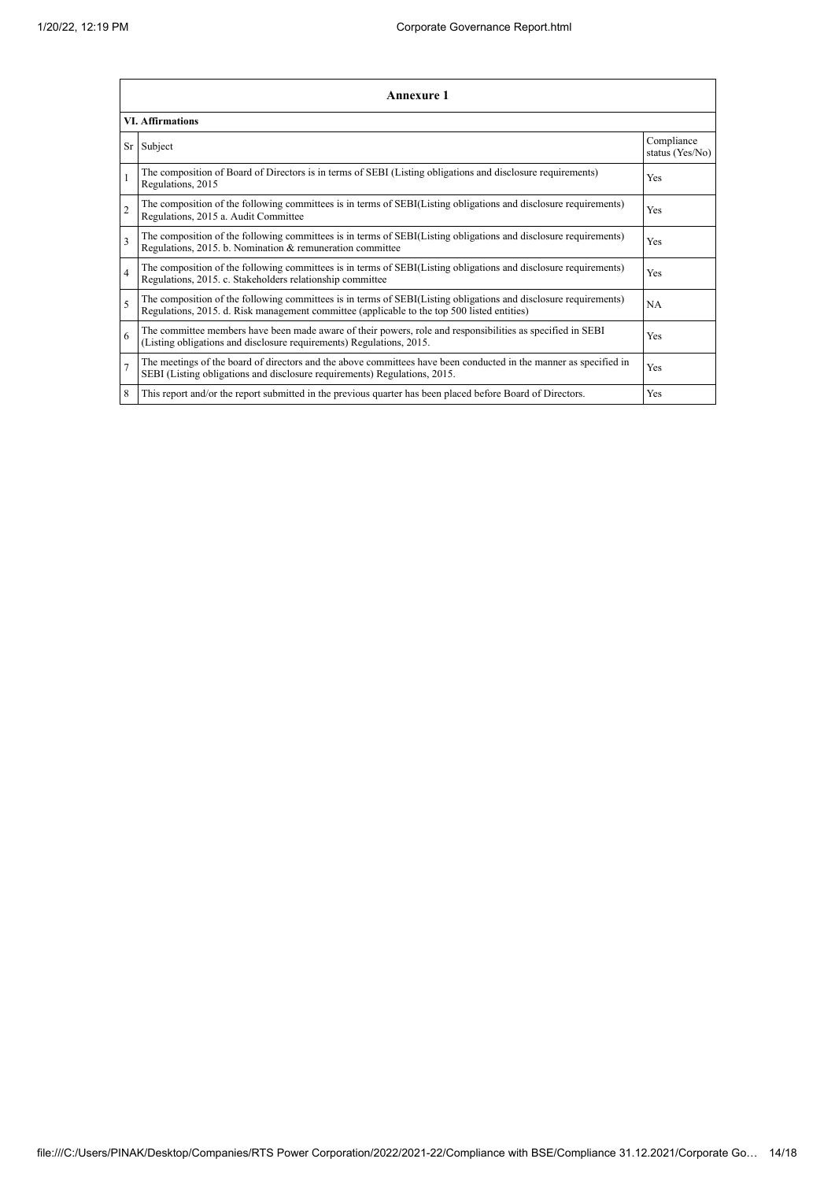| Annexure 1 | | |
|---|---|---|
| **VI. Affirmations** | | |
| Sr | Subject | Compliance status (Yes/No) |
| 1 | The composition of Board of Directors is in terms of SEBI (Listing obligations and disclosure requirements) Regulations, 2015 | Yes |
| 2 | The composition of the following committees is in terms of SEBI(Listing obligations and disclosure requirements) Regulations, 2015 a. Audit Committee | Yes |
| 3 | The composition of the following committees is in terms of SEBI(Listing obligations and disclosure requirements) Regulations, 2015. b. Nomination & remuneration committee | Yes |
| 4 | The composition of the following committees is in terms of SEBI(Listing obligations and disclosure requirements) Regulations, 2015. c. Stakeholders relationship committee | Yes |
| 5 | The composition of the following committees is in terms of SEBI(Listing obligations and disclosure requirements) Regulations, 2015. d. Risk management committee (applicable to the top 500 listed entities) | NA |
| 6 | The committee members have been made aware of their powers, role and responsibilities as specified in SEBI (Listing obligations and disclosure requirements) Regulations, 2015. | Yes |
| 7 | The meetings of the board of directors and the above committees have been conducted in the manner as specified in SEBI (Listing obligations and disclosure requirements) Regulations, 2015. | Yes |
| 8 | This report and/or the report submitted in the previous quarter has been placed before Board of Directors. | Yes |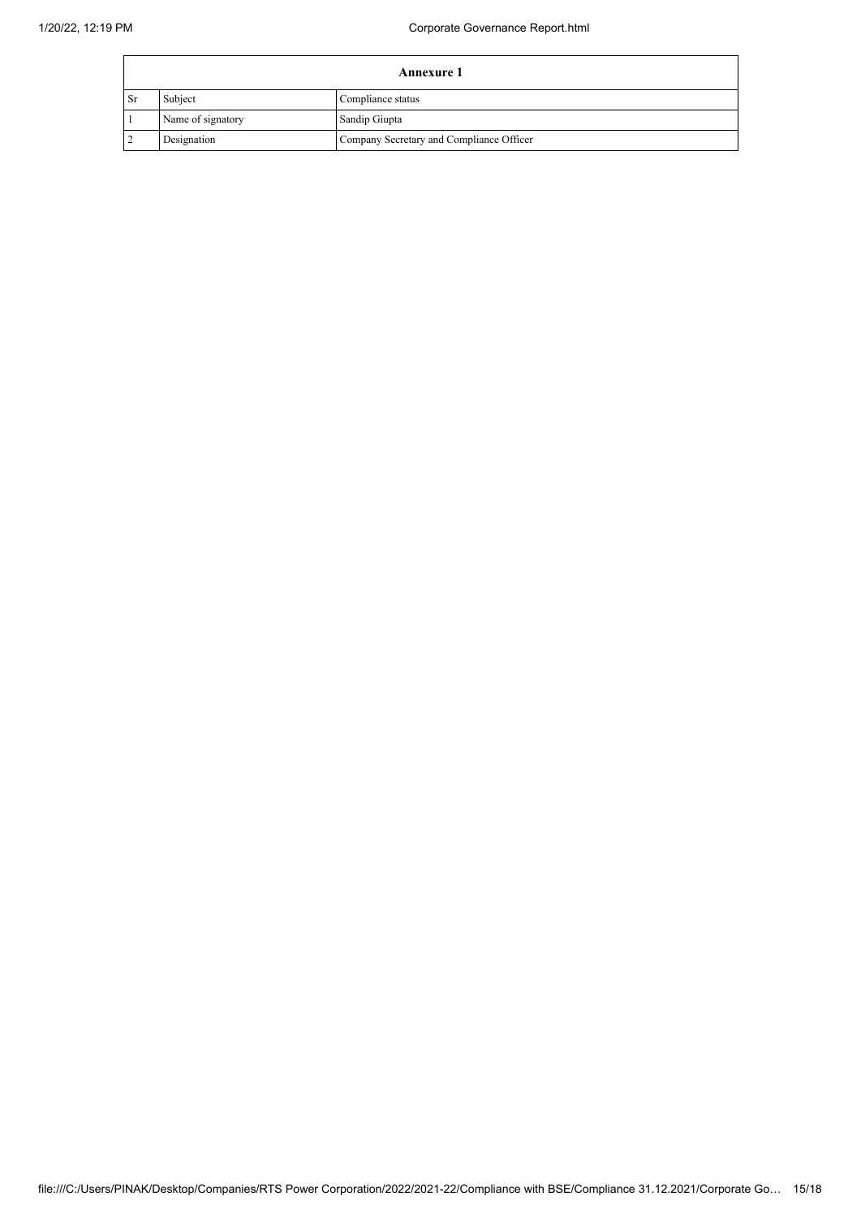| Annexure 1 | | |
|---|---|---|
| Sr | Subject | Compliance status |
| 1 | Name of signatory | Sandip Giupta |
| 2 | Designation | Company Secretary and Compliance Officer |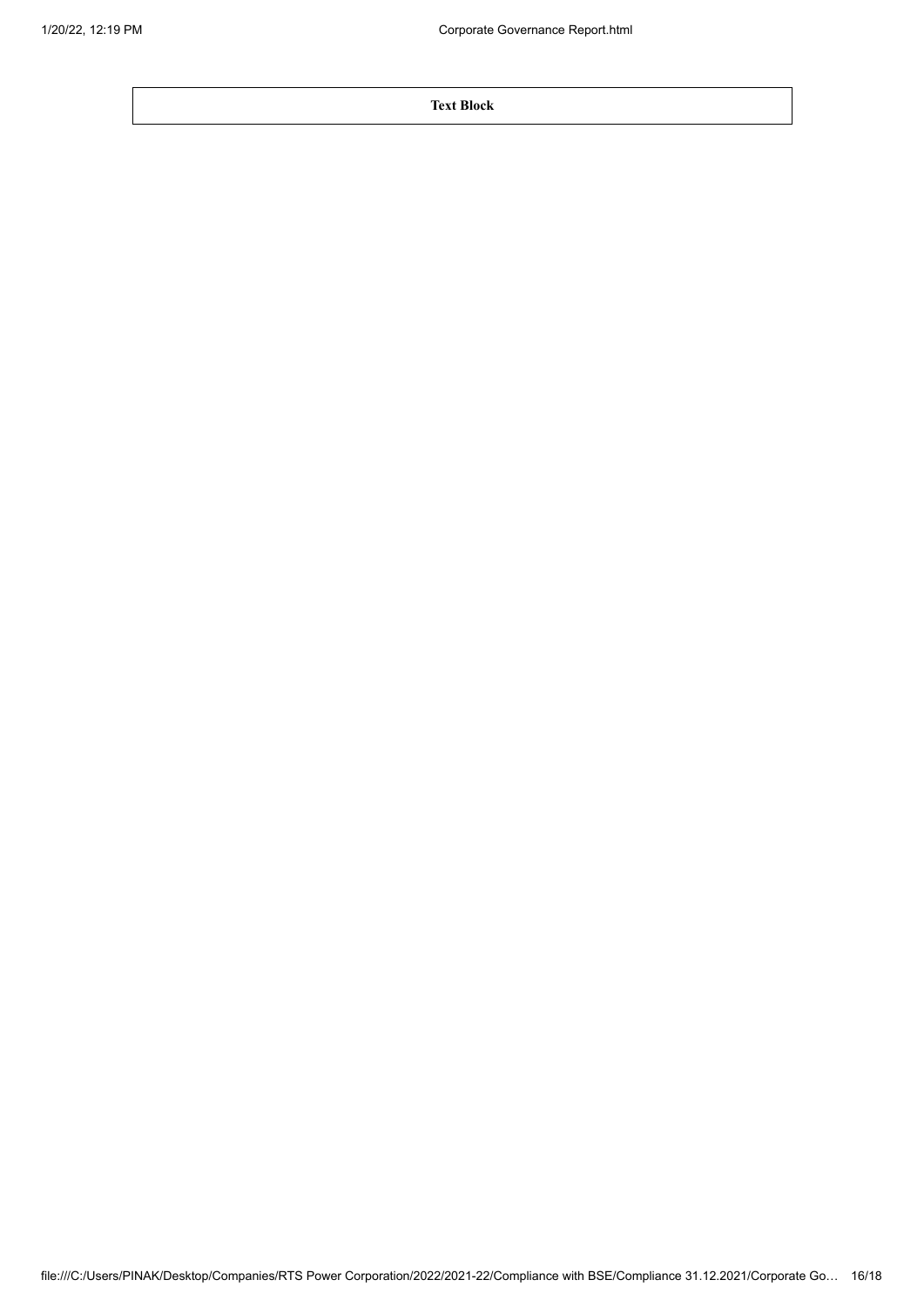| Text Block |
| --- |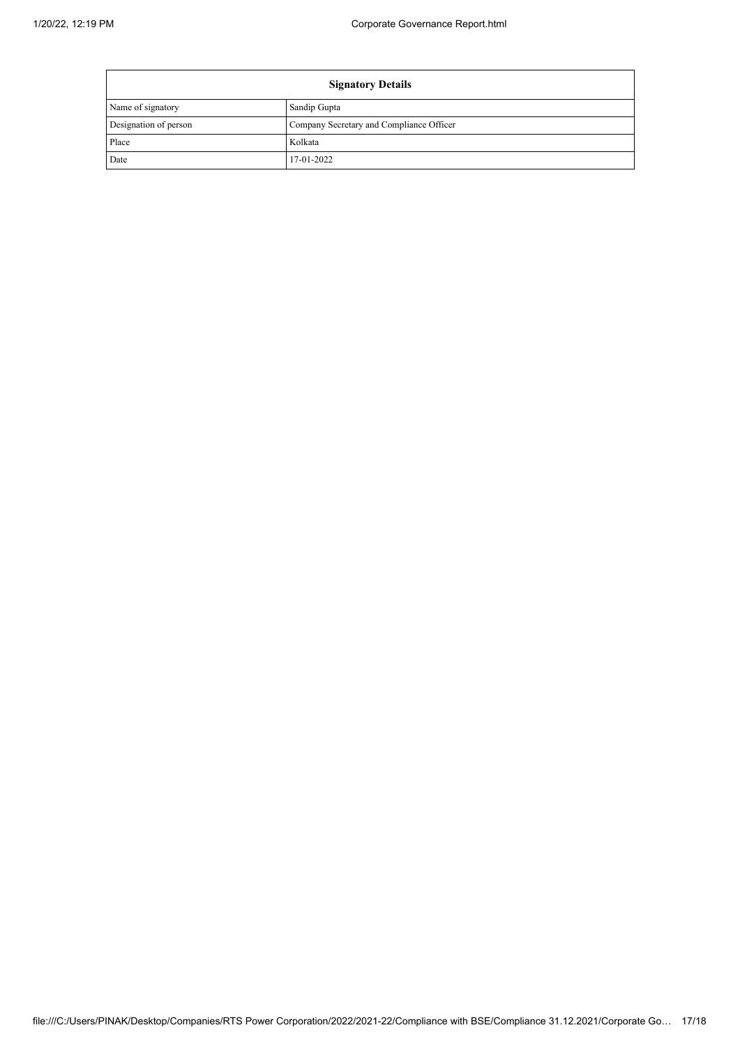| Signatory Details | |
|---|---|
| Name of signatory | Sandip Gupta |
| Designation of person | Company Secretary and Compliance Officer |
| Place | Kolkata |
| Date | 17-01-2022 |